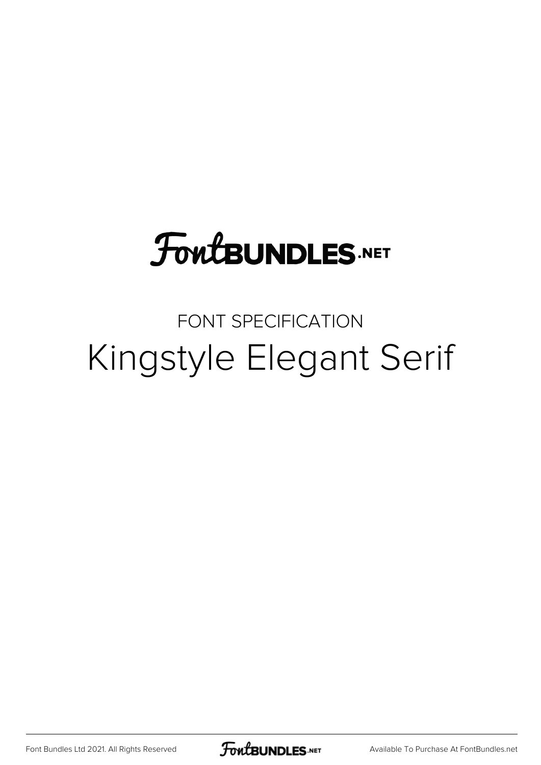FontBUNDLES.NET

FONT SPECIFICATION

# Kingstyle Elegant Serif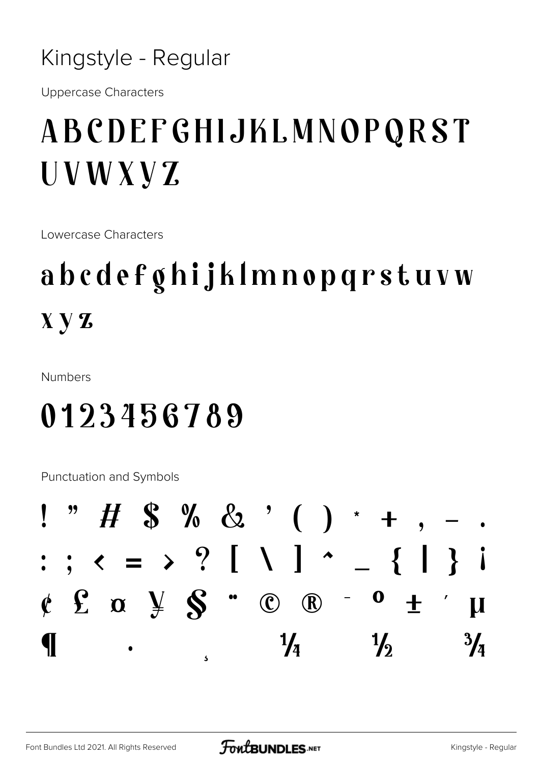# Kingstyle - Regular

Uppercase Characters

ABCDEFGHIJKLMNOPQRST UVWXYZ

Lowercase Characters

abcdefghijklmnopqrstuvw xyz

Numbers

0123456789

Punctuation and Symbols

! " # $ % & ' ( ) * + , - .
: ; < = > ? [ \ ] ^ _ { | } ¡
¢ £ ¤ ¥ § ¨ © ® ¯ ° ± ´ µ
¶ · ¸ ¼ ½ ¾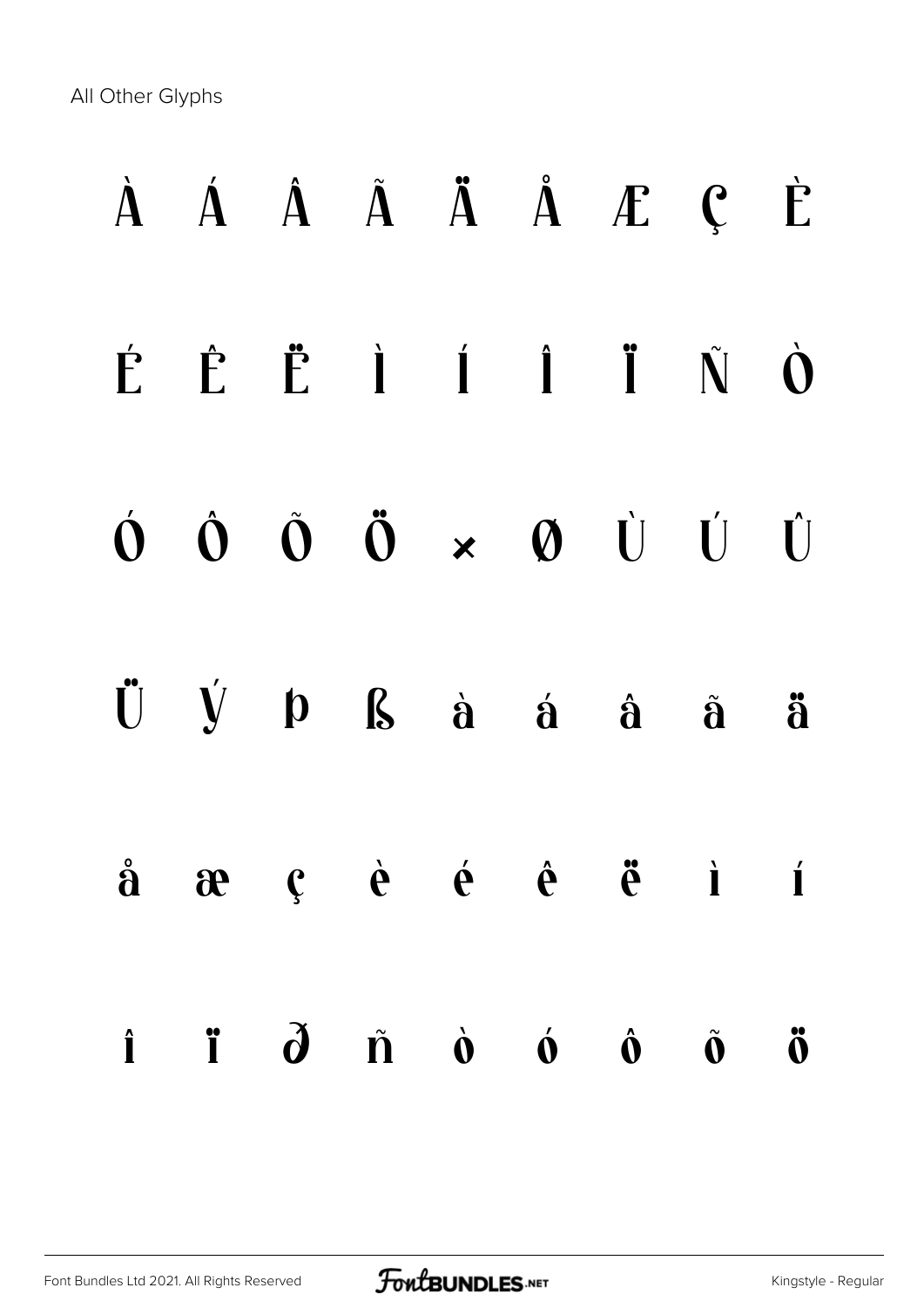All Other Glyphs

À Á Â Ã Ä Å Æ Ç È

É Ê Ë Ì Í Î Ï Ñ Ò

Ó Ô Õ Ö × Ø Ù Ú Û

Ü Ý þ ß à á â ã ä

å æ ç è é ê ë ì í

î ï ð ñ ò ó ô õ ö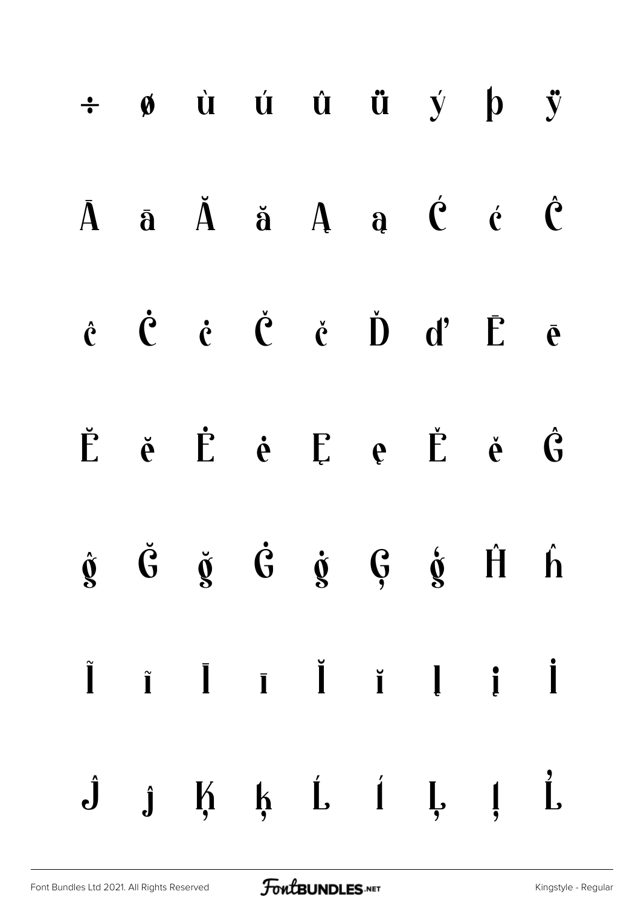÷ ø ù ú û ü ý þ ÿ

Ā ā Ă ă Ą ą Ć ć Ĉ

ĉ Ċ ċ Č č Ď ď Ē ē

Ĕ ĕ Ė ė Ę ę Ě ě Ĝ

ĝ Ğ ğ Ġ ġ Ģ ģ Ĥ ĥ

Ĩ ĩ Ī ī Ĭ ĭ Į į İ

Ĵ ĵ Ķ ķ Ĺ ĺ Ļ ļ Ľ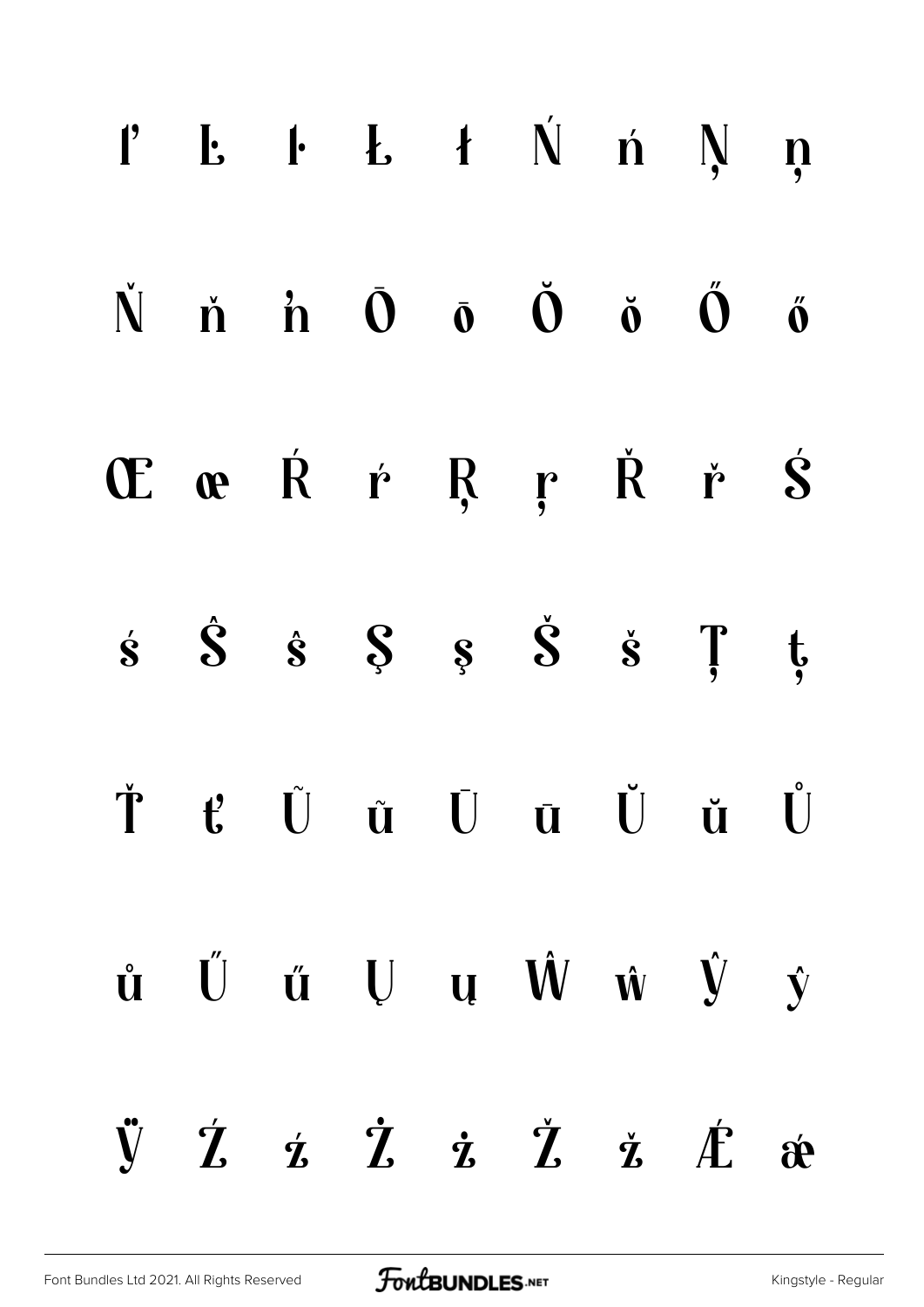ľ Ŀ ŀ Ł ł Ń ń Ņ ņ

Ň ň ŉ Ō ō Ŏ ŏ Ő ő

Œ œ Ŕ ŕ Ŗ ŗ Ř ř Ś

ś Ŝ ŝ Ş ş Š š Ţ ţ

Ť ť Ũ ũ Ū ū Ŭ ŭ Ů

ů Ű ű Ų ų Ŵ ŵ Ŷ ŷ

Ÿ Ź ź Ż ż Ž ž Ǽ ǽ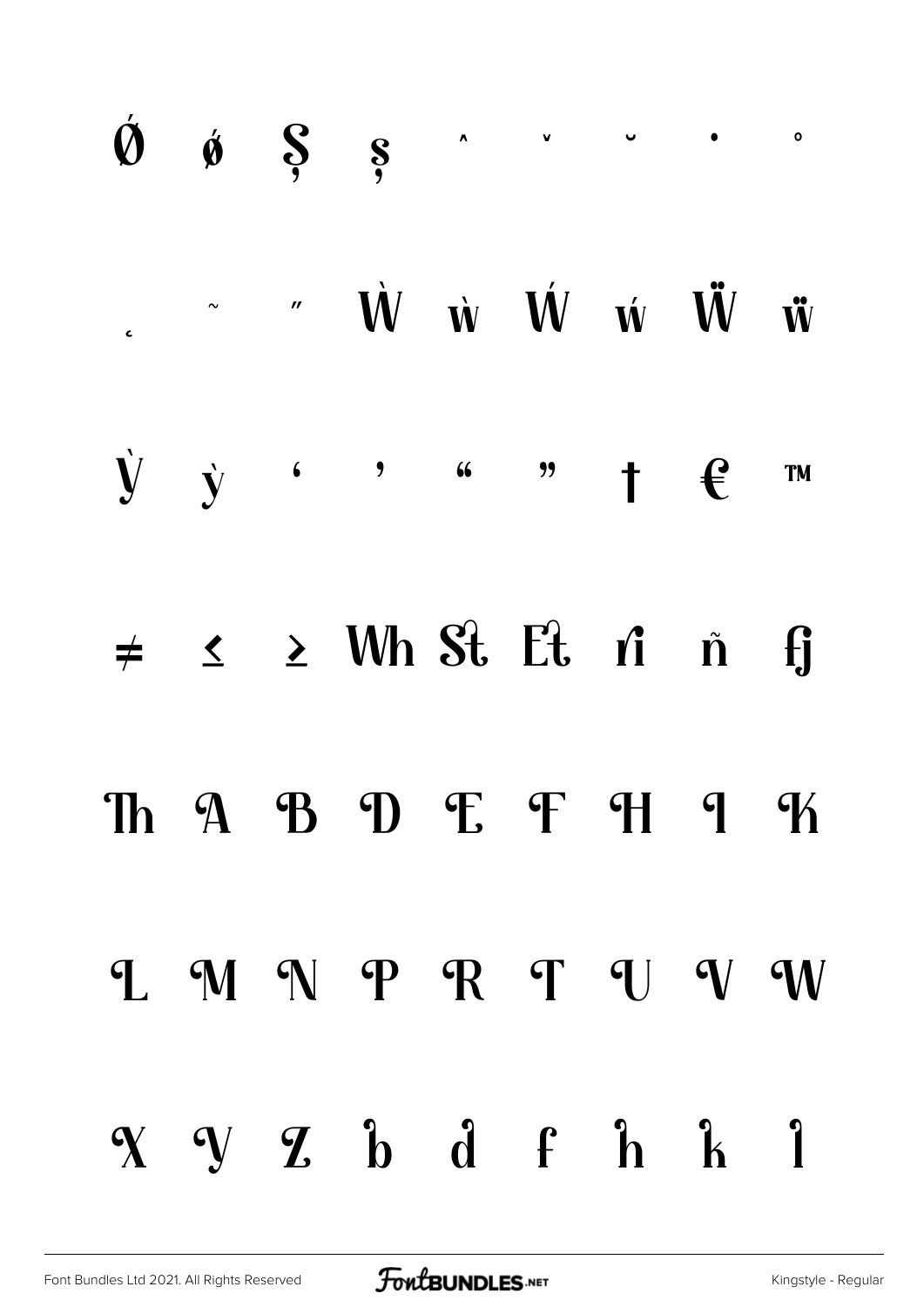Ǿ ǿ Ş ş ˆ ˇ ˘ ˙ ˚

˛ ˜ ˝ Ẁ ẁ Ẃ ẃ Ẅ ẅ

Ỳ ỳ ‘ ’ “ ” † € ™

≠ ≤ ≥ Wh St Et ri ñ fj

Th A B D E F H I K

L M N P R T U V W

X Y Z b d f h k l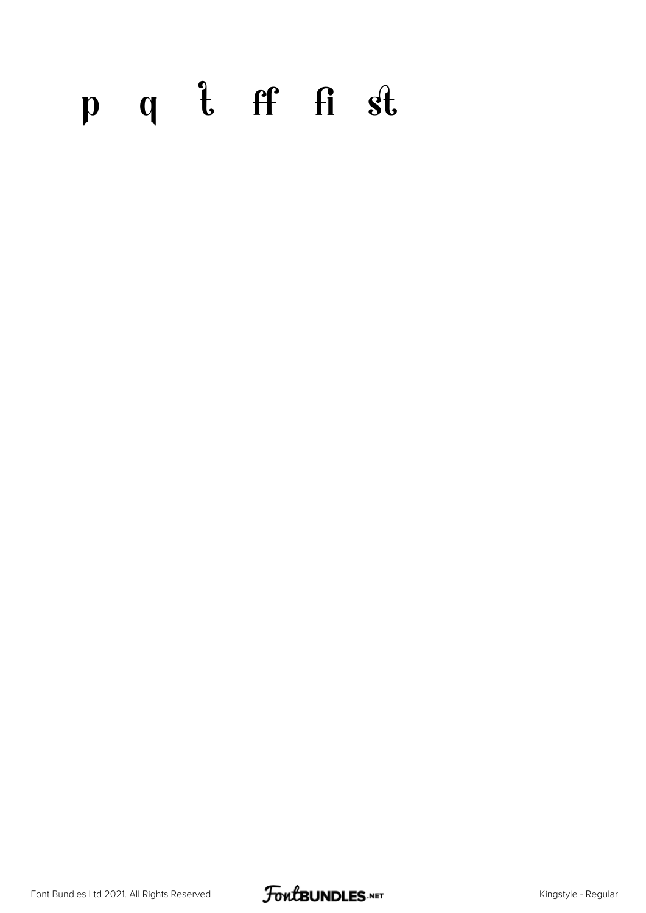p q ŧ ﬀ ﬁ ﬆ